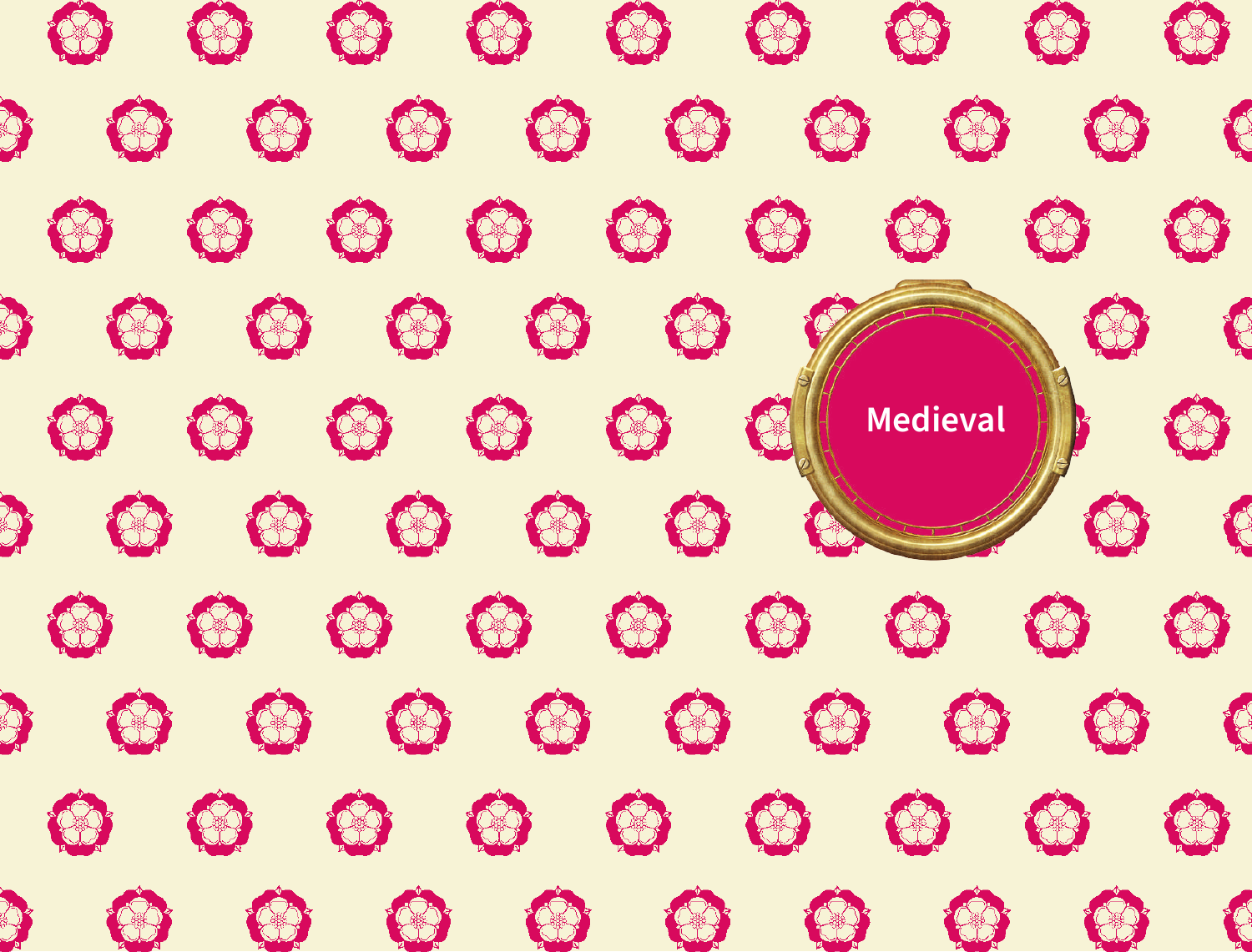# Medieval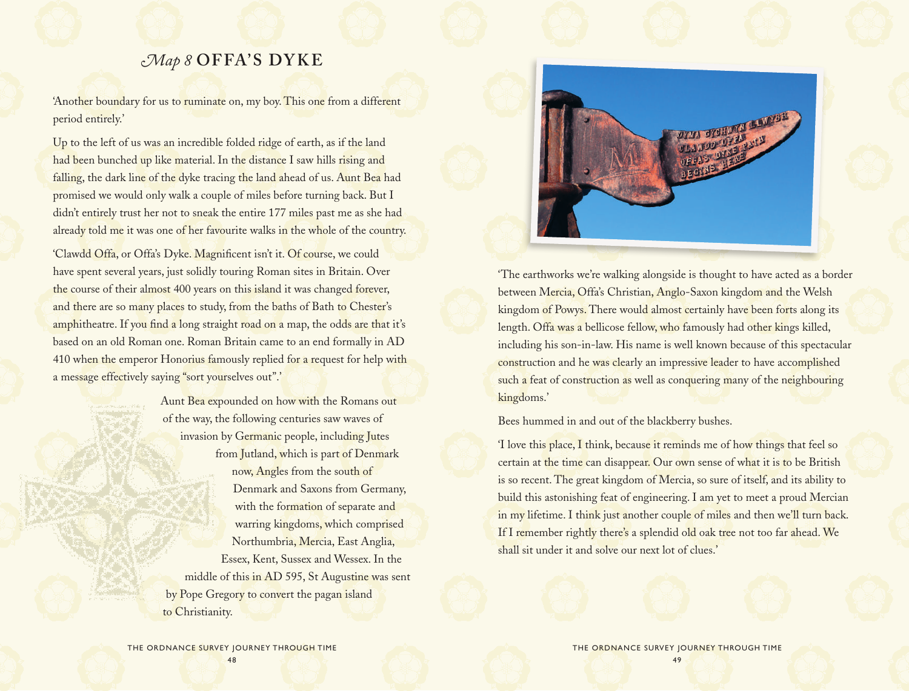## *Map 8* OFFA'S DYKE

'Another boundary for us to ruminate on, my boy. This one from a different period entirely.'

Up to the left of us was an incredible folded ridge of earth, as if the land had been bunched up like material. In the distance I saw hills rising and falling, the dark line of the dyke tracing the land ahead of us. Aunt Bea had promised we would only walk a couple of miles before turning back. But I didn't entirely trust her not to sneak the entire 177 miles past me as she had already told me it was one of her favourite walks in the whole of the country.

'Clawdd Offa, or Offa's Dyke. Magnificent isn't it. Of course, we could have spent several years, just solidly touring Roman sites in Britain. Over the course of their almost 400 years on this island it was changed forever, and there are so many places to study, from the baths of Bath to Chester's amphitheatre. If you find a long straight road on a map, the odds are that it's based on an old Roman one. Roman Britain came to an end formally in AD 410 when the emperor Honorius famously replied for a request for help with a message effectively saying "sort yourselves out".'

Aunt Bea expounded on how with the Romans out of the way, the following centuries saw waves of invasion by Germanic people, including Jutes from Jutland, which is part of Denmark now, Angles from the south of Denmark and Saxons from Germany, with the formation of separate and warring kingdoms, which comprised Northumbria, Mercia, East Anglia, Essex, Kent, Sussex and Wessex. In the middle of this in AD 595, St Augustine was sent by Pope Gregory to convert the pagan island to Christianity.

'The earthworks we're walking alongside is thought to have acted as a border between Mercia, Offa's Christian, Anglo-Saxon kingdom and the Welsh kingdom of Powys. There would almost certainly have been forts along its length. Offa was a bellicose fellow, who famously had other kings killed, including his son-in-law. His name is well known because of this spectacular construction and he was clearly an impressive leader to have accomplished such a feat of construction as well as conquering many of the neighbouring kingdoms.'

Bees hummed in and out of the blackberry bushes.

'I love this place, I think, because it reminds me of how things that feel so certain at the time can disappear. Our own sense of what it is to be British is so recent. The great kingdom of Mercia, so sure of itself, and its ability to build this astonishing feat of engineering. I am yet to meet a proud Mercian in my lifetime. I think just another couple of miles and then we'll turn back. If I remember rightly there's a splendid old oak tree not too far ahead. We shall sit under it and solve our next lot of clues.'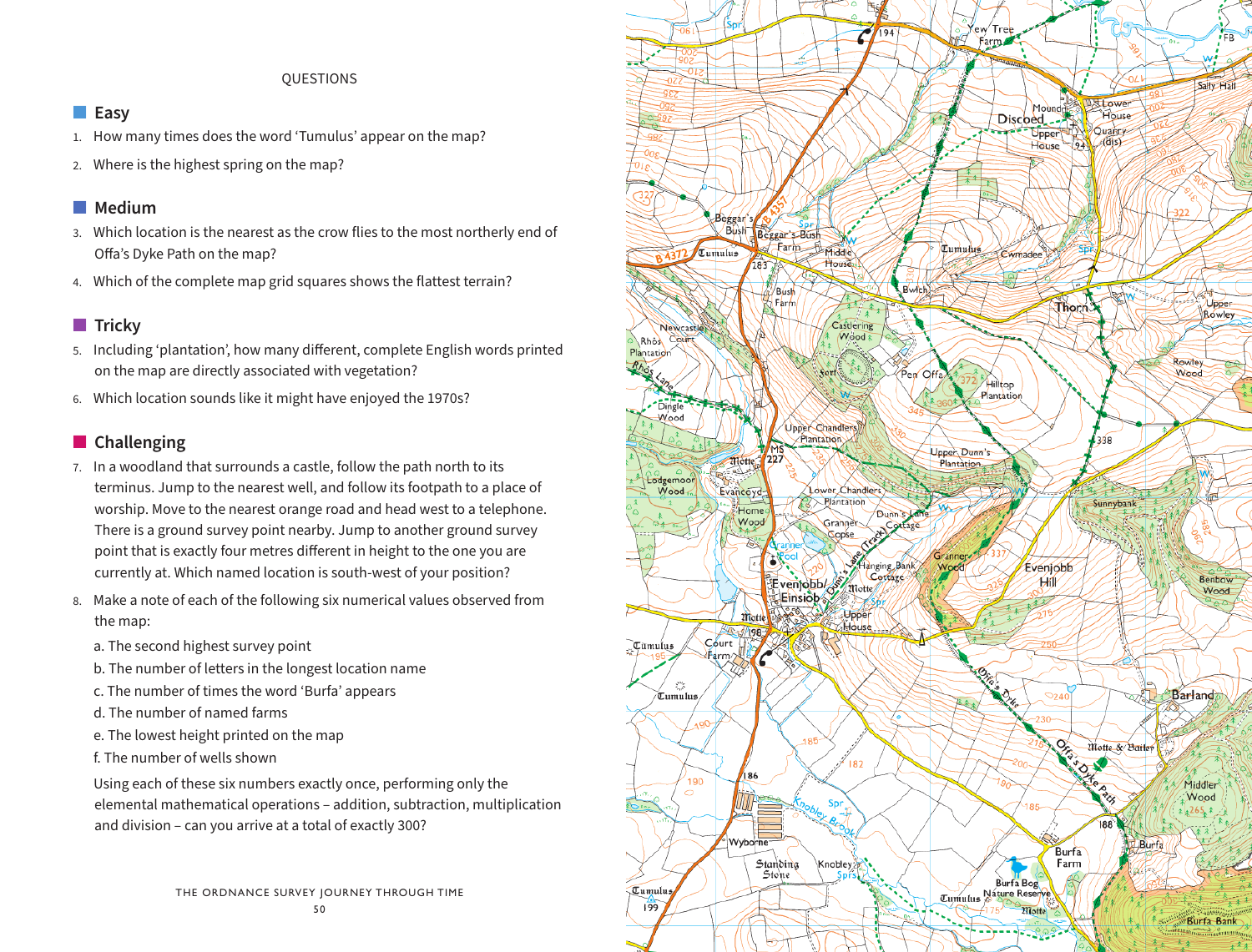QUESTIONS

## Easy

1. How many times does the word 'Tumulus' appear on the map?
2. Where is the highest spring on the map?

## Medium

3. Which location is the nearest as the crow flies to the most northerly end of Offa's Dyke Path on the map?
4. Which of the complete map grid squares shows the flattest terrain?

## Tricky

5. Including 'plantation', how many different, complete English words printed on the map are directly associated with vegetation?
6. Which location sounds like it might have enjoyed the 1970s?

## Challenging

7. In a woodland that surrounds a castle, follow the path north to its terminus. Jump to the nearest well, and follow its footpath to a place of worship. Move to the nearest orange road and head west to a telephone. There is a ground survey point nearby. Jump to another ground survey point that is exactly four metres different in height to the one you are currently at. Which named location is south-west of your position?
8. Make a note of each of the following six numerical values observed from the map:

   a. The second highest survey point

   b. The number of letters in the longest location name

   c. The number of times the word 'Burfa' appears

   d. The number of named farms

   e. The lowest height printed on the map

   f. The number of wells shown

   Using each of these six numbers exactly once, performing only the elemental mathematical operations – addition, subtraction, multiplication and division – can you arrive at a total of exactly 300?